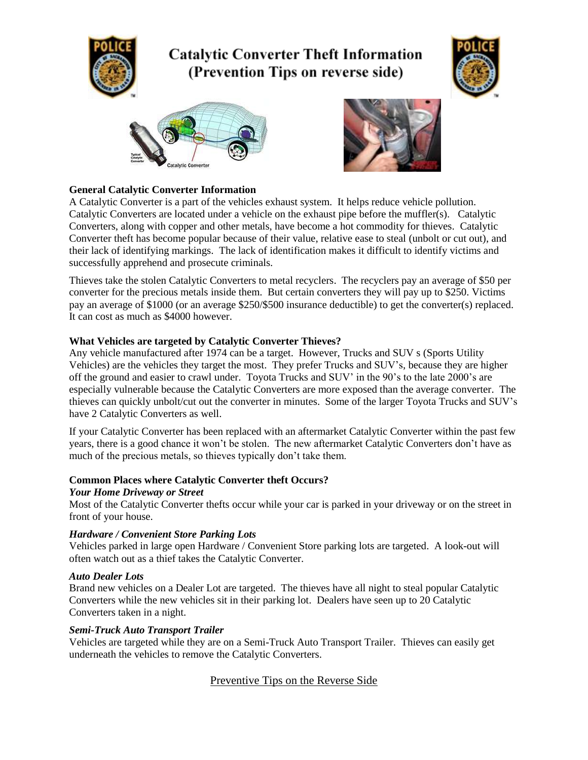# Catalytic Converter Theft Information
## (Prevention Tips on reverse side)

**General Catalytic Converter Information**

A Catalytic Converter is a part of the vehicles exhaust system. It helps reduce vehicle pollution. Catalytic Converters are located under a vehicle on the exhaust pipe before the muffler(s). Catalytic Converters, along with copper and other metals, have become a hot commodity for thieves. Catalytic Converter theft has become popular because of their value, relative ease to steal (unbolt or cut out), and their lack of identifying markings. The lack of identification makes it difficult to identify victims and successfully apprehend and prosecute criminals.

Thieves take the stolen Catalytic Converters to metal recyclers. The recyclers pay an average of $50 per converter for the precious metals inside them. But certain converters they will pay up to $250. Victims pay an average of $1000 (or an average $250/$500 insurance deductible) to get the converter(s) replaced. It can cost as much as $4000 however.

**What Vehicles are targeted by Catalytic Converter Thieves?**

Any vehicle manufactured after 1974 can be a target. However, Trucks and SUV s (Sports Utility Vehicles) are the vehicles they target the most. They prefer Trucks and SUV's, because they are higher off the ground and easier to crawl under. Toyota Trucks and SUV' in the 90's to the late 2000's are especially vulnerable because the Catalytic Converters are more exposed than the average converter. The thieves can quickly unbolt/cut out the converter in minutes. Some of the larger Toyota Trucks and SUV's have 2 Catalytic Converters as well.

If your Catalytic Converter has been replaced with an aftermarket Catalytic Converter within the past few years, there is a good chance it won't be stolen. The new aftermarket Catalytic Converters don't have as much of the precious metals, so thieves typically don't take them.

**Common Places where Catalytic Converter theft Occurs?**

***Your Home Driveway or Street***

Most of the Catalytic Converter thefts occur while your car is parked in your driveway or on the street in front of your house.

***Hardware / Convenient Store Parking Lots***

Vehicles parked in large open Hardware / Convenient Store parking lots are targeted. A look-out will often watch out as a thief takes the Catalytic Converter.

***Auto Dealer Lots***

Brand new vehicles on a Dealer Lot are targeted. The thieves have all night to steal popular Catalytic Converters while the new vehicles sit in their parking lot. Dealers have seen up to 20 Catalytic Converters taken in a night.

***Semi-Truck Auto Transport Trailer***

Vehicles are targeted while they are on a Semi-Truck Auto Transport Trailer. Thieves can easily get underneath the vehicles to remove the Catalytic Converters.

Preventive Tips on the Reverse Side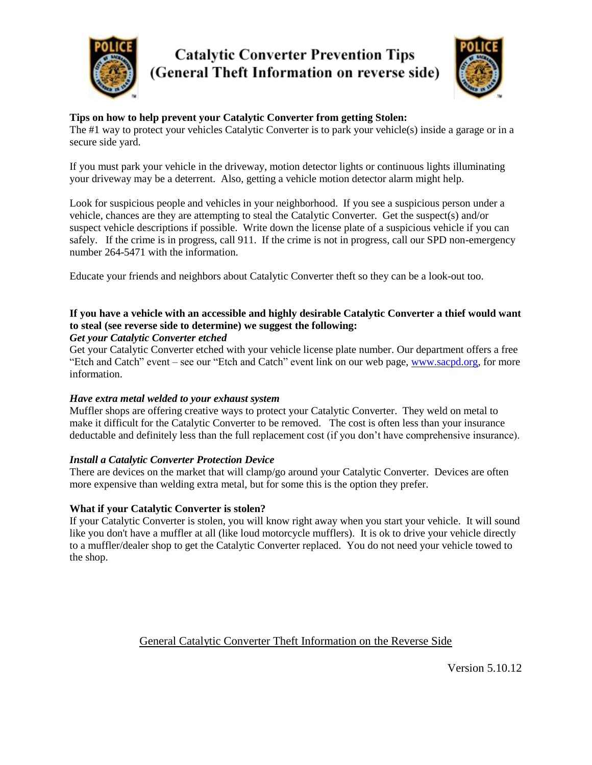# Catalytic Converter Prevention Tips (General Theft Information on reverse side)

**Tips on how to help prevent your Catalytic Converter from getting Stolen:**
The #1 way to protect your vehicles Catalytic Converter is to park your vehicle(s) inside a garage or in a secure side yard.

If you must park your vehicle in the driveway, motion detector lights or continuous lights illuminating your driveway may be a deterrent. Also, getting a vehicle motion detector alarm might help.

Look for suspicious people and vehicles in your neighborhood. If you see a suspicious person under a vehicle, chances are they are attempting to steal the Catalytic Converter. Get the suspect(s) and/or suspect vehicle descriptions if possible. Write down the license plate of a suspicious vehicle if you can safely. If the crime is in progress, call 911. If the crime is not in progress, call our SPD non-emergency number 264-5471 with the information.

Educate your friends and neighbors about Catalytic Converter theft so they can be a look-out too.

**If you have a vehicle with an accessible and highly desirable Catalytic Converter a thief would want to steal (see reverse side to determine) we suggest the following:**

***Get your Catalytic Converter etched***
Get your Catalytic Converter etched with your vehicle license plate number. Our department offers a free "Etch and Catch" event – see our "Etch and Catch" event link on our web page, [www.sacpd.org](http://www.sacpd.org), for more information.

***Have extra metal welded to your exhaust system***
Muffler shops are offering creative ways to protect your Catalytic Converter. They weld on metal to make it difficult for the Catalytic Converter to be removed. The cost is often less than your insurance deductable and definitely less than the full replacement cost (if you don't have comprehensive insurance).

***Install a Catalytic Converter Protection Device***
There are devices on the market that will clamp/go around your Catalytic Converter. Devices are often more expensive than welding extra metal, but for some this is the option they prefer.

**What if your Catalytic Converter is stolen?**
If your Catalytic Converter is stolen, you will know right away when you start your vehicle. It will sound like you don't have a muffler at all (like loud motorcycle mufflers). It is ok to drive your vehicle directly to a muffler/dealer shop to get the Catalytic Converter replaced. You do not need your vehicle towed to the shop.

General Catalytic Converter Theft Information on the Reverse Side

Version 5.10.12